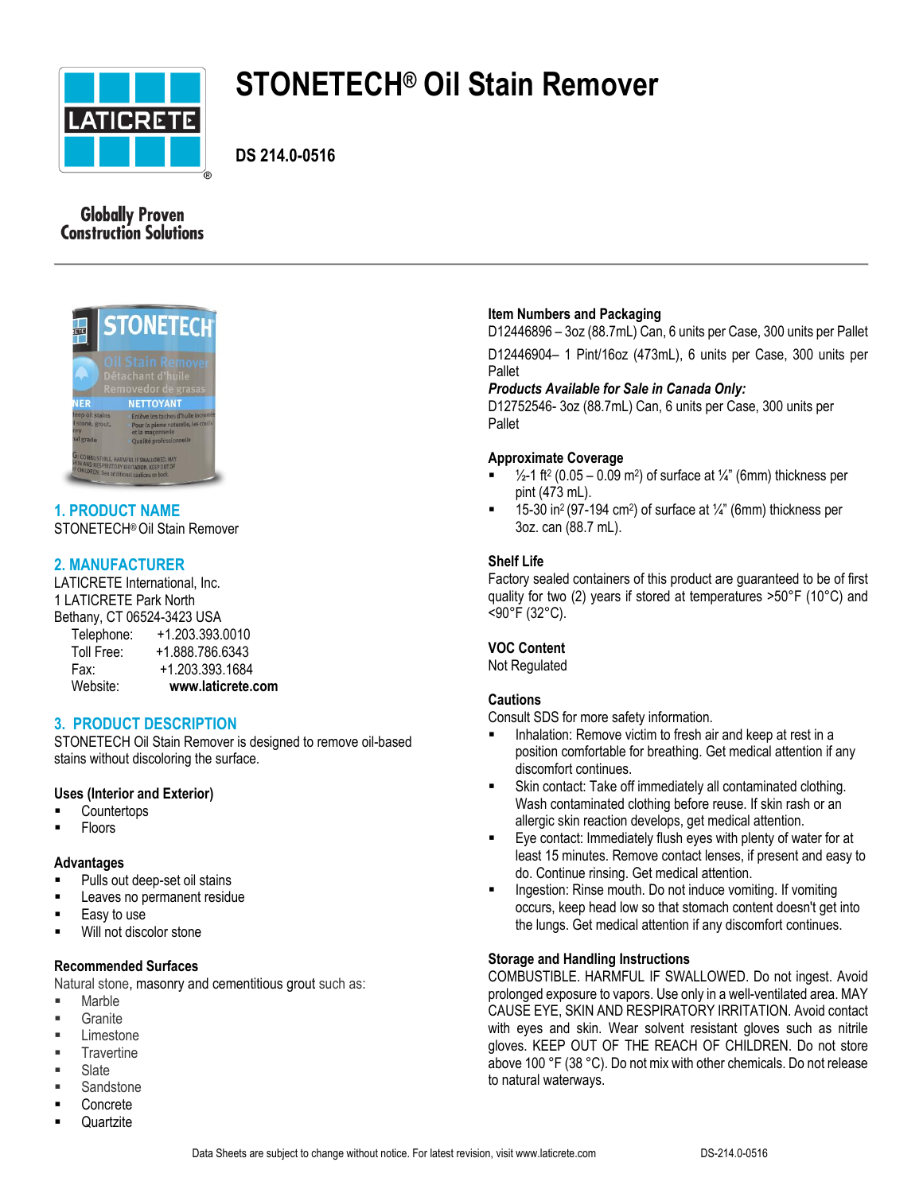# STONETECH® Oil Stain Remover

**DS 214.0-0516**

Globally Proven Construction Solutions

## 1. PRODUCT NAME

STONETECH® Oil Stain Remover

## 2. MANUFACTURER

LATICRETE International, Inc.
1 LATICRETE Park North
Bethany, CT 06524-3423 USA

Telephone: +1.203.393.0010
Toll Free: +1.888.786.6343
Fax: +1.203.393.1684
Website: **www.laticrete.com**

## 3. PRODUCT DESCRIPTION

STONETECH Oil Stain Remover is designed to remove oil-based stains without discoloring the surface.

### Uses (Interior and Exterior)

- Countertops
- Floors

### Advantages

- Pulls out deep-set oil stains
- Leaves no permanent residue
- Easy to use
- Will not discolor stone

### Recommended Surfaces

Natural stone, masonry and cementitious grout such as:

- Marble
- Granite
- Limestone
- Travertine
- Slate
- Sandstone
- Concrete
- Quartzite

### Item Numbers and Packaging

D12446896 – 3oz (88.7mL) Can, 6 units per Case, 300 units per Pallet

D12446904– 1 Pint/16oz (473mL), 6 units per Case, 300 units per Pallet

***Products Available for Sale in Canada Only:***

D12752546- 3oz (88.7mL) Can, 6 units per Case, 300 units per Pallet

### Approximate Coverage

- ½-1 ft$^2$ (0.05 – 0.09 m$^2$) of surface at ¼" (6mm) thickness per pint (473 mL).
- 15-30 in$^2$ (97-194 cm$^2$) of surface at ¼" (6mm) thickness per 3oz. can (88.7 mL).

### Shelf Life

Factory sealed containers of this product are guaranteed to be of first quality for two (2) years if stored at temperatures >50°F (10°C) and <90°F (32°C).

### VOC Content

Not Regulated

### Cautions

Consult SDS for more safety information.

- Inhalation: Remove victim to fresh air and keep at rest in a position comfortable for breathing. Get medical attention if any discomfort continues.
- Skin contact: Take off immediately all contaminated clothing. Wash contaminated clothing before reuse. If skin rash or an allergic skin reaction develops, get medical attention.
- Eye contact: Immediately flush eyes with plenty of water for at least 15 minutes. Remove contact lenses, if present and easy to do. Continue rinsing. Get medical attention.
- Ingestion: Rinse mouth. Do not induce vomiting. If vomiting occurs, keep head low so that stomach content doesn't get into the lungs. Get medical attention if any discomfort continues.

### Storage and Handling Instructions

COMBUSTIBLE. HARMFUL IF SWALLOWED. Do not ingest. Avoid prolonged exposure to vapors. Use only in a well-ventilated area. MAY CAUSE EYE, SKIN AND RESPIRATORY IRRITATION. Avoid contact with eyes and skin. Wear solvent resistant gloves such as nitrile gloves. KEEP OUT OF THE REACH OF CHILDREN. Do not store above 100 °F (38 °C). Do not mix with other chemicals. Do not release to natural waterways.

Data Sheets are subject to change without notice. For latest revision, visit www.laticrete.com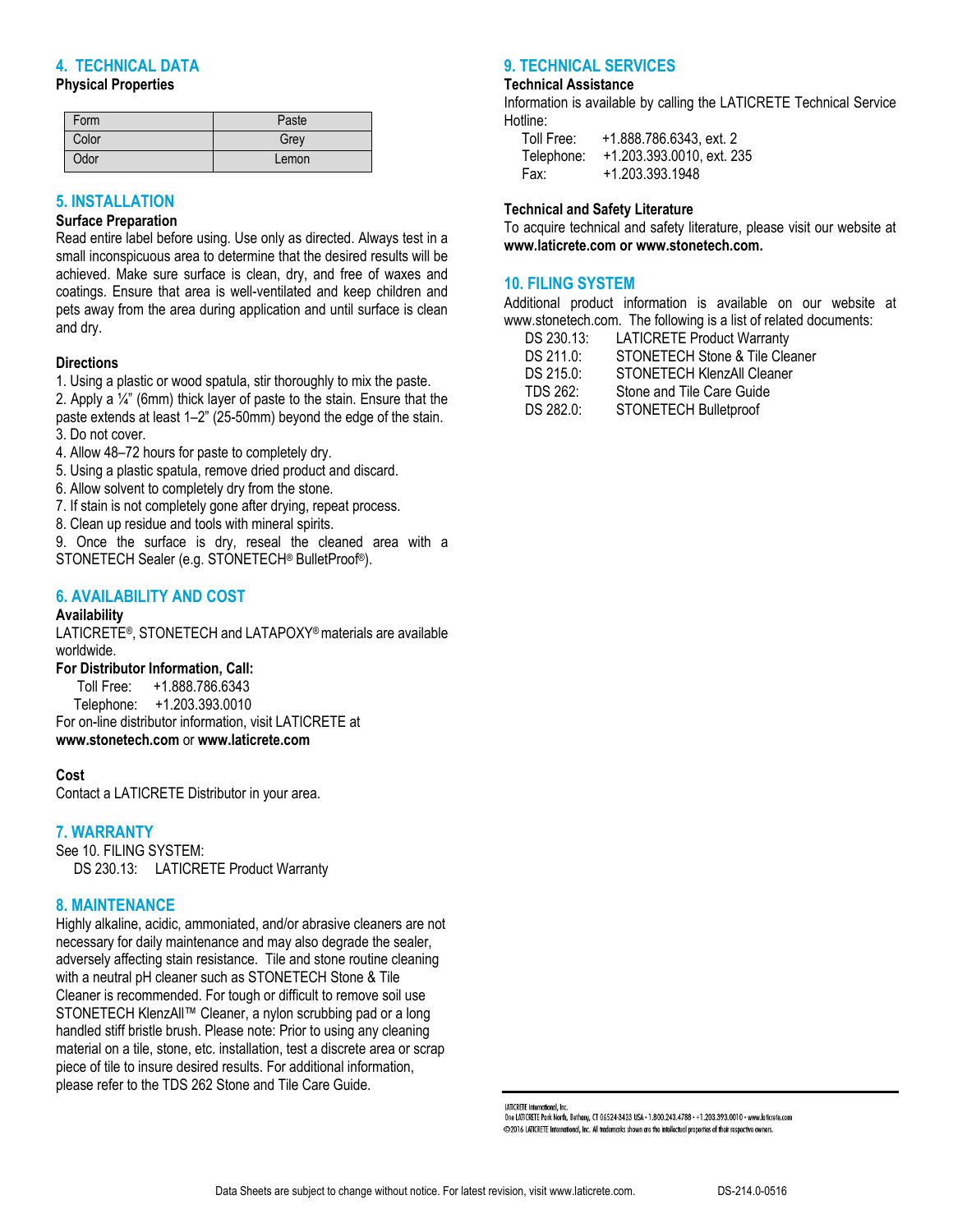## 4. TECHNICAL DATA

**Physical Properties**

| | |
|---|---|
| Form | Paste |
| Color | Grey |
| Odor | Lemon |

## 5. INSTALLATION

**Surface Preparation**

Read entire label before using. Use only as directed. Always test in a small inconspicuous area to determine that the desired results will be achieved. Make sure surface is clean, dry, and free of waxes and coatings. Ensure that area is well-ventilated and keep children and pets away from the area during application and until surface is clean and dry.

**Directions**

1. Using a plastic or wood spatula, stir thoroughly to mix the paste.
2. Apply a ¼" (6mm) thick layer of paste to the stain. Ensure that the paste extends at least 1–2" (25-50mm) beyond the edge of the stain.
3. Do not cover.
4. Allow 48–72 hours for paste to completely dry.
5. Using a plastic spatula, remove dried product and discard.
6. Allow solvent to completely dry from the stone.
7. If stain is not completely gone after drying, repeat process.
8. Clean up residue and tools with mineral spirits.
9. Once the surface is dry, reseal the cleaned area with a STONETECH Sealer (e.g. STONETECH® BulletProof®).

## 6. AVAILABILITY AND COST

**Availability**

LATICRETE®, STONETECH and LATAPOXY® materials are available worldwide.

**For Distributor Information, Call:**

Toll Free: +1.888.786.6343
Telephone: +1.203.393.0010

For on-line distributor information, visit LATICRETE at **www.stonetech.com** or **www.laticrete.com**

**Cost**

Contact a LATICRETE Distributor in your area.

## 7. WARRANTY

See 10. FILING SYSTEM:
DS 230.13: LATICRETE Product Warranty

## 8. MAINTENANCE

Highly alkaline, acidic, ammoniated, and/or abrasive cleaners are not necessary for daily maintenance and may also degrade the sealer, adversely affecting stain resistance. Tile and stone routine cleaning with a neutral pH cleaner such as STONETECH Stone & Tile Cleaner is recommended. For tough or difficult to remove soil use STONETECH KlenzAll™ Cleaner, a nylon scrubbing pad or a long handled stiff bristle brush. Please note: Prior to using any cleaning material on a tile, stone, etc. installation, test a discrete area or scrap piece of tile to insure desired results. For additional information, please refer to the TDS 262 Stone and Tile Care Guide.

## 9. TECHNICAL SERVICES

**Technical Assistance**

Information is available by calling the LATICRETE Technical Service Hotline:

Toll Free: +1.888.786.6343, ext. 2
Telephone: +1.203.393.0010, ext. 235
Fax: +1.203.393.1948

**Technical and Safety Literature**

To acquire technical and safety literature, please visit our website at **www.laticrete.com or www.stonetech.com.**

## 10. FILING SYSTEM

Additional product information is available on our website at www.stonetech.com. The following is a list of related documents:

DS 230.13: LATICRETE Product Warranty
DS 211.0: STONETECH Stone & Tile Cleaner
DS 215.0: STONETECH KlenzAll Cleaner
TDS 262: Stone and Tile Care Guide
DS 282.0: STONETECH Bulletproof

LATICRETE International, Inc.
One LATICRETE Park North, Bethany, CT 06524-3423 USA • 1.800.243.4788 • +1.203.393.0010 • www.laticrete.com
©2016 LATICRETE International, Inc. All trademarks shown are the intellectual properties of their respective owners.

Data Sheets are subject to change without notice. For latest revision, visit www.laticrete.com. DS-214.0-0516